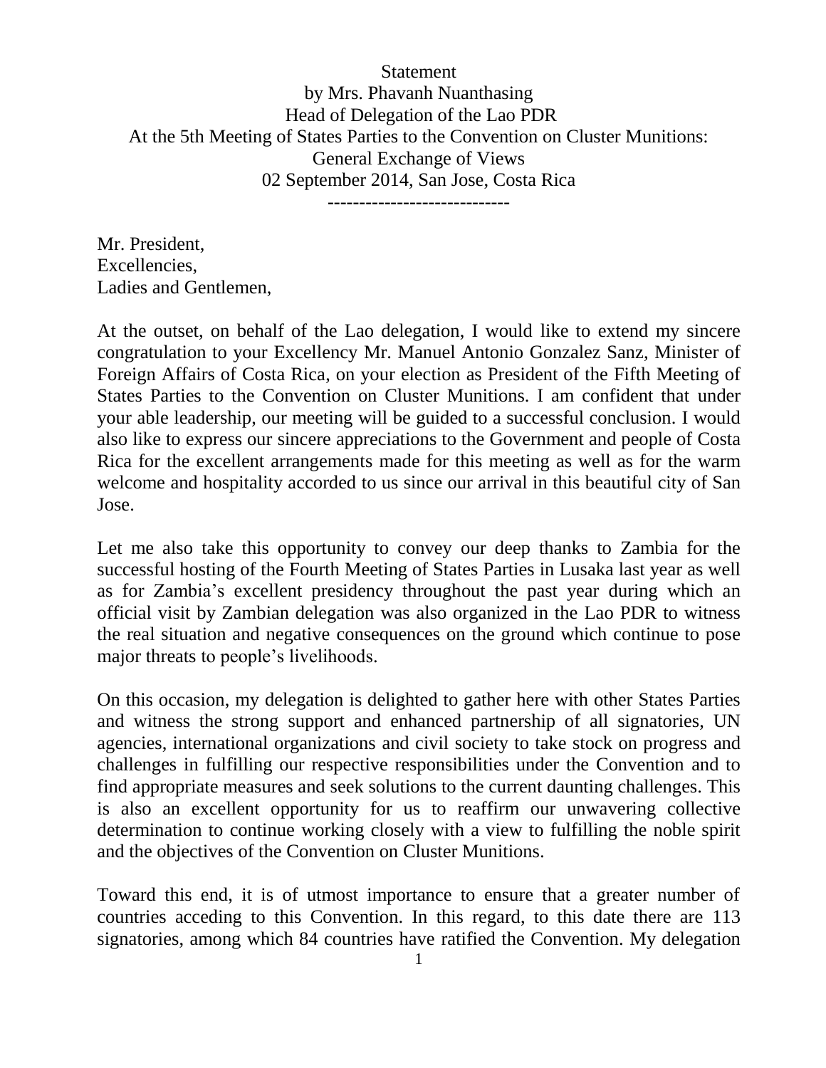Statement
by Mrs. Phavanh Nuanthasing
Head of Delegation of the Lao PDR
At the 5th Meeting of States Parties to the Convention on Cluster Munitions:
General Exchange of Views
02 September 2014, San Jose, Costa Rica

-----------------------------

Mr. President,
Excellencies,
Ladies and Gentlemen,

At the outset, on behalf of the Lao delegation, I would like to extend my sincere congratulation to your Excellency Mr. Manuel Antonio Gonzalez Sanz, Minister of Foreign Affairs of Costa Rica, on your election as President of the Fifth Meeting of States Parties to the Convention on Cluster Munitions. I am confident that under your able leadership, our meeting will be guided to a successful conclusion. I would also like to express our sincere appreciations to the Government and people of Costa Rica for the excellent arrangements made for this meeting as well as for the warm welcome and hospitality accorded to us since our arrival in this beautiful city of San Jose.

Let me also take this opportunity to convey our deep thanks to Zambia for the successful hosting of the Fourth Meeting of States Parties in Lusaka last year as well as for Zambia's excellent presidency throughout the past year during which an official visit by Zambian delegation was also organized in the Lao PDR to witness the real situation and negative consequences on the ground which continue to pose major threats to people's livelihoods.

On this occasion, my delegation is delighted to gather here with other States Parties and witness the strong support and enhanced partnership of all signatories, UN agencies, international organizations and civil society to take stock on progress and challenges in fulfilling our respective responsibilities under the Convention and to find appropriate measures and seek solutions to the current daunting challenges. This is also an excellent opportunity for us to reaffirm our unwavering collective determination to continue working closely with a view to fulfilling the noble spirit and the objectives of the Convention on Cluster Munitions.

Toward this end, it is of utmost importance to ensure that a greater number of countries acceding to this Convention. In this regard, to this date there are 113 signatories, among which 84 countries have ratified the Convention. My delegation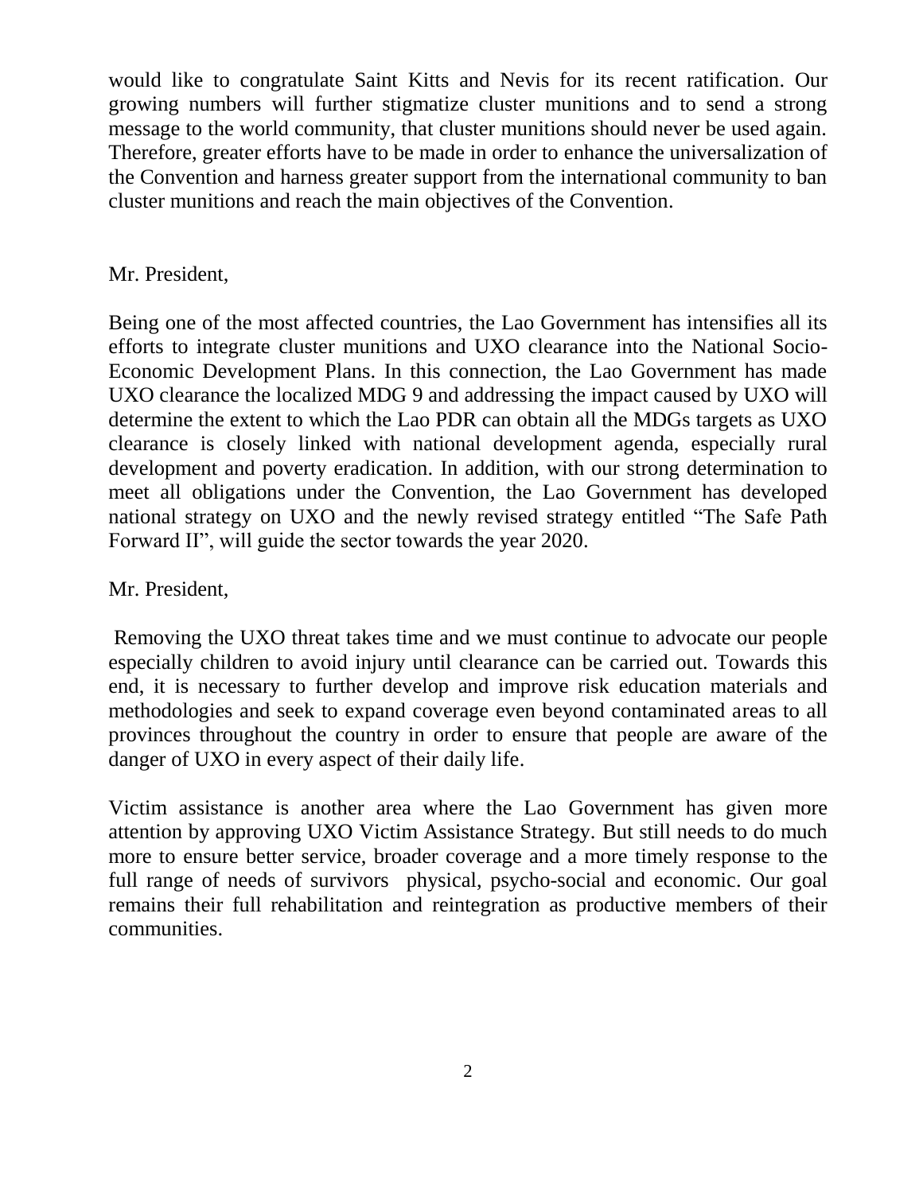would like to congratulate Saint Kitts and Nevis for its recent ratification. Our growing numbers will further stigmatize cluster munitions and to send a strong message to the world community, that cluster munitions should never be used again. Therefore, greater efforts have to be made in order to enhance the universalization of the Convention and harness greater support from the international community to ban cluster munitions and reach the main objectives of the Convention.

Mr. President,

Being one of the most affected countries, the Lao Government has intensifies all its efforts to integrate cluster munitions and UXO clearance into the National Socio-Economic Development Plans. In this connection, the Lao Government has made UXO clearance the localized MDG 9 and addressing the impact caused by UXO will determine the extent to which the Lao PDR can obtain all the MDGs targets as UXO clearance is closely linked with national development agenda, especially rural development and poverty eradication. In addition, with our strong determination to meet all obligations under the Convention, the Lao Government has developed national strategy on UXO and the newly revised strategy entitled "The Safe Path Forward II", will guide the sector towards the year 2020.

Mr. President,

Removing the UXO threat takes time and we must continue to advocate our people especially children to avoid injury until clearance can be carried out. Towards this end, it is necessary to further develop and improve risk education materials and methodologies and seek to expand coverage even beyond contaminated areas to all provinces throughout the country in order to ensure that people are aware of the danger of UXO in every aspect of their daily life.

Victim assistance is another area where the Lao Government has given more attention by approving UXO Victim Assistance Strategy. But still needs to do much more to ensure better service, broader coverage and a more timely response to the full range of needs of survivors physical, psycho-social and economic. Our goal remains their full rehabilitation and reintegration as productive members of their communities.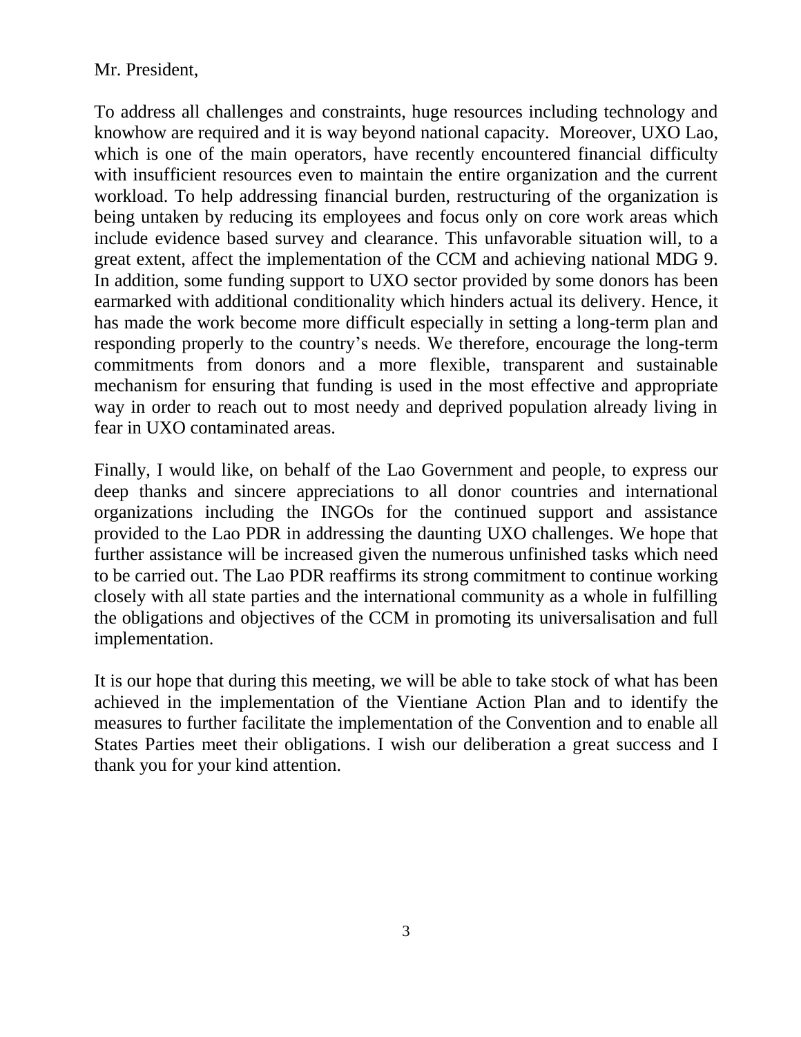Mr. President,

To address all challenges and constraints, huge resources including technology and knowhow are required and it is way beyond national capacity. Moreover, UXO Lao, which is one of the main operators, have recently encountered financial difficulty with insufficient resources even to maintain the entire organization and the current workload. To help addressing financial burden, restructuring of the organization is being untaken by reducing its employees and focus only on core work areas which include evidence based survey and clearance. This unfavorable situation will, to a great extent, affect the implementation of the CCM and achieving national MDG 9. In addition, some funding support to UXO sector provided by some donors has been earmarked with additional conditionality which hinders actual its delivery. Hence, it has made the work become more difficult especially in setting a long-term plan and responding properly to the country's needs. We therefore, encourage the long-term commitments from donors and a more flexible, transparent and sustainable mechanism for ensuring that funding is used in the most effective and appropriate way in order to reach out to most needy and deprived population already living in fear in UXO contaminated areas.

Finally, I would like, on behalf of the Lao Government and people, to express our deep thanks and sincere appreciations to all donor countries and international organizations including the INGOs for the continued support and assistance provided to the Lao PDR in addressing the daunting UXO challenges. We hope that further assistance will be increased given the numerous unfinished tasks which need to be carried out. The Lao PDR reaffirms its strong commitment to continue working closely with all state parties and the international community as a whole in fulfilling the obligations and objectives of the CCM in promoting its universalisation and full implementation.

It is our hope that during this meeting, we will be able to take stock of what has been achieved in the implementation of the Vientiane Action Plan and to identify the measures to further facilitate the implementation of the Convention and to enable all States Parties meet their obligations. I wish our deliberation a great success and I thank you for your kind attention.